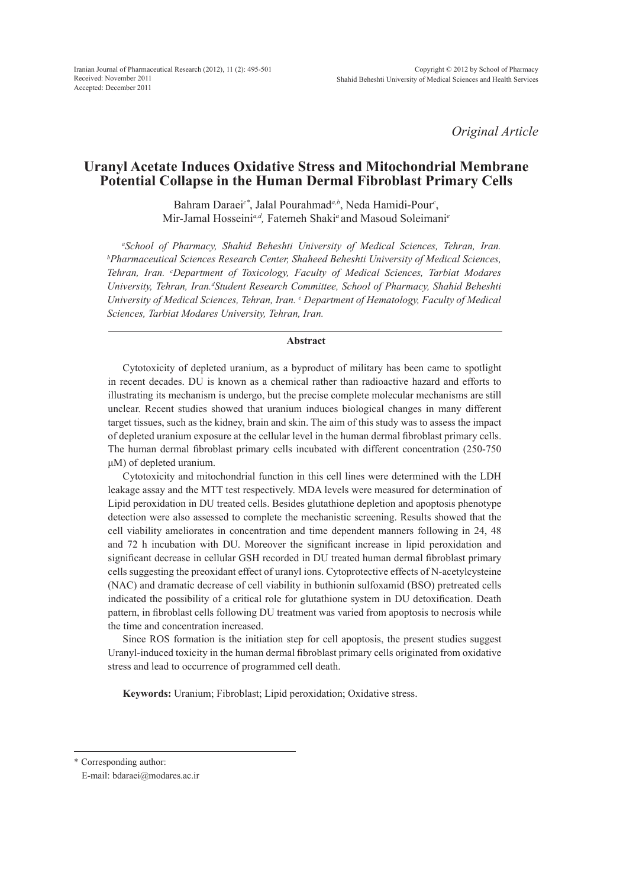Iranian Journal of Pharmaceutical Research (2012), 11 (2): 495-501
Received: November 2011
Accepted: December 2011

Copyright © 2012 by School of Pharmacy
Shahid Beheshti University of Medical Sciences and Health Services

*Original Article*

# Uranyl Acetate Induces Oxidative Stress and Mitochondrial Membrane Potential Collapse in the Human Dermal Fibroblast Primary Cells

Bahram Daraei[c*], Jalal Pourahmad[a,b], Neda Hamidi-Pour[c], Mir-Jamal Hosseini[a,d], Fatemeh Shaki[a] and Masoud Soleimani[e]

*[a]School of Pharmacy, Shahid Beheshti University of Medical Sciences, Tehran, Iran. [b]Pharmaceutical Sciences Research Center, Shaheed Beheshti University of Medical Sciences, Tehran, Iran. [c]Department of Toxicology, Faculty of Medical Sciences, Tarbiat Modares University, Tehran, Iran. [d]Student Research Committee, School of Pharmacy, Shahid Beheshti University of Medical Sciences, Tehran, Iran. [e] Department of Hematology, Faculty of Medical Sciences, Tarbiat Modares University, Tehran, Iran.*

## Abstract

Cytotoxicity of depleted uranium, as a byproduct of military has been came to spotlight in recent decades. DU is known as a chemical rather than radioactive hazard and efforts to illustrating its mechanism is undergo, but the precise complete molecular mechanisms are still unclear. Recent studies showed that uranium induces biological changes in many different target tissues, such as the kidney, brain and skin. The aim of this study was to assess the impact of depleted uranium exposure at the cellular level in the human dermal fibroblast primary cells. The human dermal fibroblast primary cells incubated with different concentration (250-750 μM) of depleted uranium.

Cytotoxicity and mitochondrial function in this cell lines were determined with the LDH leakage assay and the MTT test respectively. MDA levels were measured for determination of Lipid peroxidation in DU treated cells. Besides glutathione depletion and apoptosis phenotype detection were also assessed to complete the mechanistic screening. Results showed that the cell viability ameliorates in concentration and time dependent manners following in 24, 48 and 72 h incubation with DU. Moreover the significant increase in lipid peroxidation and significant decrease in cellular GSH recorded in DU treated human dermal fibroblast primary cells suggesting the preoxidant effect of uranyl ions. Cytoprotective effects of N-acetylcysteine (NAC) and dramatic decrease of cell viability in buthionin sulfoxamid (BSO) pretreated cells indicated the possibility of a critical role for glutathione system in DU detoxification. Death pattern, in fibroblast cells following DU treatment was varied from apoptosis to necrosis while the time and concentration increased.

Since ROS formation is the initiation step for cell apoptosis, the present studies suggest Uranyl-induced toxicity in the human dermal fibroblast primary cells originated from oxidative stress and lead to occurrence of programmed cell death.

**Keywords:** Uranium; Fibroblast; Lipid peroxidation; Oxidative stress.

---

\* Corresponding author:
E-mail: bdaraei@modares.ac.ir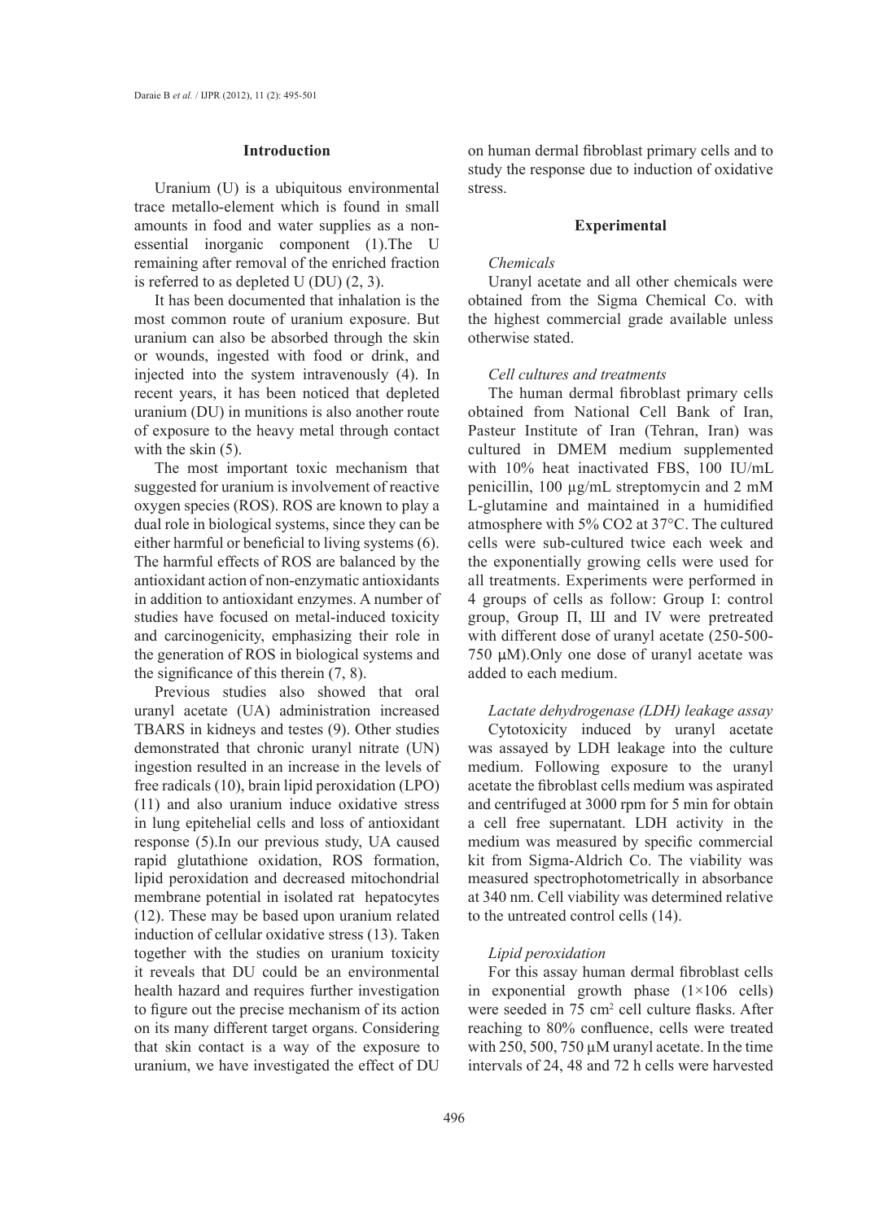## Introduction

Uranium (U) is a ubiquitous environmental trace metallo-element which is found in small amounts in food and water supplies as a non-essential inorganic component (1).The U remaining after removal of the enriched fraction is referred to as depleted U (DU) (2, 3).

It has been documented that inhalation is the most common route of uranium exposure. But uranium can also be absorbed through the skin or wounds, ingested with food or drink, and injected into the system intravenously (4). In recent years, it has been noticed that depleted uranium (DU) in munitions is also another route of exposure to the heavy metal through contact with the skin (5).

The most important toxic mechanism that suggested for uranium is involvement of reactive oxygen species (ROS). ROS are known to play a dual role in biological systems, since they can be either harmful or beneficial to living systems (6). The harmful effects of ROS are balanced by the antioxidant action of non-enzymatic antioxidants in addition to antioxidant enzymes. A number of studies have focused on metal-induced toxicity and carcinogenicity, emphasizing their role in the generation of ROS in biological systems and the significance of this therein (7, 8).

Previous studies also showed that oral uranyl acetate (UA) administration increased TBARS in kidneys and testes (9). Other studies demonstrated that chronic uranyl nitrate (UN) ingestion resulted in an increase in the levels of free radicals (10), brain lipid peroxidation (LPO) (11) and also uranium induce oxidative stress in lung epitehelial cells and loss of antioxidant response (5).In our previous study, UA caused rapid glutathione oxidation, ROS formation, lipid peroxidation and decreased mitochondrial membrane potential in isolated rat hepatocytes (12). These may be based upon uranium related induction of cellular oxidative stress (13). Taken together with the studies on uranium toxicity it reveals that DU could be an environmental health hazard and requires further investigation to figure out the precise mechanism of its action on its many different target organs. Considering that skin contact is a way of the exposure to uranium, we have investigated the effect of DU on human dermal fibroblast primary cells and to study the response due to induction of oxidative stress.

## Experimental

### *Chemicals*

Uranyl acetate and all other chemicals were obtained from the Sigma Chemical Co. with the highest commercial grade available unless otherwise stated.

### *Cell cultures and treatments*

The human dermal fibroblast primary cells obtained from National Cell Bank of Iran, Pasteur Institute of Iran (Tehran, Iran) was cultured in DMEM medium supplemented with 10% heat inactivated FBS, 100 IU/mL penicillin, 100 µg/mL streptomycin and 2 mM L-glutamine and maintained in a humidified atmosphere with 5% $CO_2$ at 37°C. The cultured cells were sub-cultured twice each week and the exponentially growing cells were used for all treatments. Experiments were performed in 4 groups of cells as follow: Group I: control group, Group П, Ш and IV were pretreated with different dose of uranyl acetate (250-500-750 µM).Only one dose of uranyl acetate was added to each medium.

### *Lactate dehydrogenase (LDH) leakage assay*

Cytotoxicity induced by uranyl acetate was assayed by LDH leakage into the culture medium. Following exposure to the uranyl acetate the fibroblast cells medium was aspirated and centrifuged at 3000 rpm for 5 min for obtain a cell free supernatant. LDH activity in the medium was measured by specific commercial kit from Sigma-Aldrich Co. The viability was measured spectrophotometrically in absorbance at 340 nm. Cell viability was determined relative to the untreated control cells (14).

### *Lipid peroxidation*

For this assay human dermal fibroblast cells in exponential growth phase ($1\times10^6$ cells) were seeded in 75 cm$^2$ cell culture flasks. After reaching to 80% confluence, cells were treated with 250, 500, 750 µM uranyl acetate. In the time intervals of 24, 48 and 72 h cells were harvested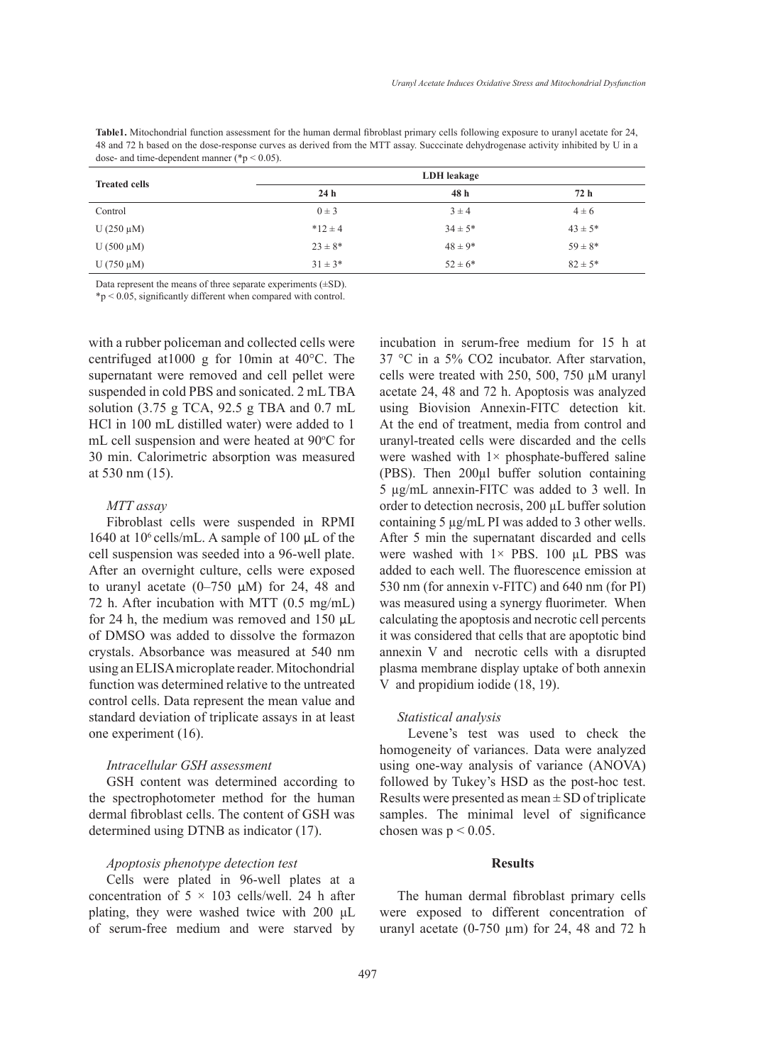**Table1.** Mitochondrial function assessment for the human dermal fibroblast primary cells following exposure to uranyl acetate for 24, 48 and 72 h based on the dose-response curves as derived from the MTT assay. Succcinate dehydrogenase activity inhibited by U in a dose- and time-dependent manner (*p < 0.05).

| Treated cells | LDH leakage | | |
|---|---|---|---|
| | 24 h | 48 h | 72 h |
| Control | 0 ± 3 | 3 ± 4 | 4 ± 6 |
| U (250 μM) | *12 ± 4 | 34 ± 5* | 43 ± 5* |
| U (500 μM) | 23 ± 8* | 48 ± 9* | 59 ± 8* |
| U (750 μM) | 31 ± 3* | 52 ± 6* | 82 ± 5* |

Data represent the means of three separate experiments (±SD).

*p < 0.05, significantly different when compared with control.

with a rubber policeman and collected cells were centrifuged at1000 g for 10min at 40°C. The supernatant were removed and cell pellet were suspended in cold PBS and sonicated. 2 mL TBA solution (3.75 g TCA, 92.5 g TBA and 0.7 mL HCl in 100 mL distilled water) were added to 1 mL cell suspension and were heated at 90°C for 30 min. Calorimetric absorption was measured at 530 nm (15).

*MTT assay*

Fibroblast cells were suspended in RPMI 1640 at $10^6$ cells/mL. A sample of 100 μL of the cell suspension was seeded into a 96-well plate. After an overnight culture, cells were exposed to uranyl acetate (0–750 μM) for 24, 48 and 72 h. After incubation with MTT (0.5 mg/mL) for 24 h, the medium was removed and 150 μL of DMSO was added to dissolve the formazon crystals. Absorbance was measured at 540 nm using an ELISA microplate reader. Mitochondrial function was determined relative to the untreated control cells. Data represent the mean value and standard deviation of triplicate assays in at least one experiment (16).

*Intracellular GSH assessment*

GSH content was determined according to the spectrophotometer method for the human dermal fibroblast cells. The content of GSH was determined using DTNB as indicator (17).

*Apoptosis phenotype detection test*

Cells were plated in 96-well plates at a concentration of 5 × 103 cells/well. 24 h after plating, they were washed twice with 200 μL of serum-free medium and were starved by incubation in serum-free medium for 15 h at 37 °C in a 5% $CO_2$ incubator. After starvation, cells were treated with 250, 500, 750 μM uranyl acetate 24, 48 and 72 h. Apoptosis was analyzed using Biovision Annexin-FITC detection kit. At the end of treatment, media from control and uranyl-treated cells were discarded and the cells were washed with 1× phosphate-buffered saline (PBS). Then 200μl buffer solution containing 5 μg/mL annexin-FITC was added to 3 well. In order to detection necrosis, 200 μL buffer solution containing 5 μg/mL PI was added to 3 other wells. After 5 min the supernatant discarded and cells were washed with 1× PBS. 100 μL PBS was added to each well. The fluorescence emission at 530 nm (for annexin v-FITC) and 640 nm (for PI) was measured using a synergy fluorimeter. When calculating the apoptosis and necrotic cell percents it was considered that cells that are apoptotic bind annexin V and necrotic cells with a disrupted plasma membrane display uptake of both annexin V and propidium iodide (18, 19).

*Statistical analysis*

Levene's test was used to check the homogeneity of variances. Data were analyzed using one-way analysis of variance (ANOVA) followed by Tukey's HSD as the post-hoc test. Results were presented as mean ± SD of triplicate samples. The minimal level of significance chosen was $p < 0.05$.

## Results

The human dermal fibroblast primary cells were exposed to different concentration of uranyl acetate (0-750 μm) for 24, 48 and 72 h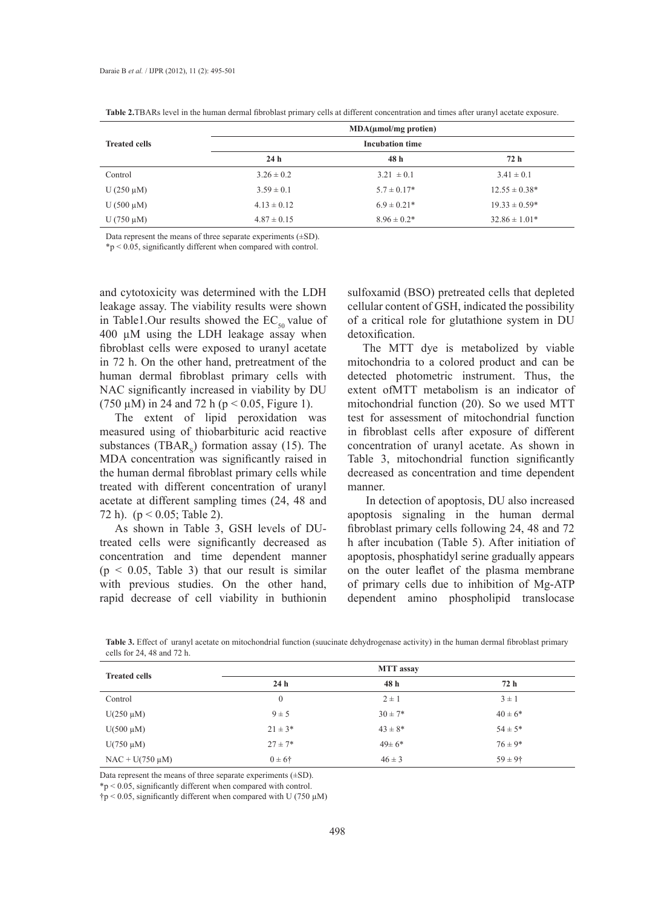**Table 2.** TBARs level in the human dermal fibroblast primary cells at different concentration and times after uranyl acetate exposure.

| Treated cells | MDA(μmol/mg protien) | | |
|---|---|---|---|
| | Incubation time | | |
| | 24 h | 48 h | 72 h |
| Control | 3.26 ± 0.2 | 3.21 ± 0.1 | 3.41 ± 0.1 |
| U (250 μM) | 3.59 ± 0.1 | 5.7 ± 0.17* | 12.55 ± 0.38* |
| U (500 μM) | 4.13 ± 0.12 | 6.9 ± 0.21* | 19.33 ± 0.59* |
| U (750 μM) | 4.87 ± 0.15 | 8.96 ± 0.2* | 32.86 ± 1.01* |

Data represent the means of three separate experiments (±SD).

*p < 0.05, significantly different when compared with control.

and cytotoxicity was determined with the LDH leakage assay. The viability results were shown in Table1.Our results showed the $EC_{50}$ value of 400 μM using the LDH leakage assay when fibroblast cells were exposed to uranyl acetate in 72 h. On the other hand, pretreatment of the human dermal fibroblast primary cells with NAC significantly increased in viability by DU (750 μM) in 24 and 72 h ($p < 0.05$, Figure 1).

The extent of lipid peroxidation was measured using of thiobarbituric acid reactive substances ($TBAR_S$) formation assay (15). The MDA concentration was significantly raised in the human dermal fibroblast primary cells while treated with different concentration of uranyl acetate at different sampling times (24, 48 and 72 h). ($p < 0.05$; Table 2).

As shown in Table 3, GSH levels of DU-treated cells were significantly decreased as concentration and time dependent manner ($p < 0.05$, Table 3) that our result is similar with previous studies. On the other hand, rapid decrease of cell viability in buthionin sulfoxamid (BSO) pretreated cells that depleted cellular content of GSH, indicated the possibility of a critical role for glutathione system in DU detoxification.

The MTT dye is metabolized by viable mitochondria to a colored product and can be detected photometric instrument. Thus, the extent ofMTT metabolism is an indicator of mitochondrial function (20). So we used MTT test for assessment of mitochondrial function in fibroblast cells after exposure of different concentration of uranyl acetate. As shown in Table 3, mitochondrial function significantly decreased as concentration and time dependent manner.

In detection of apoptosis, DU also increased apoptosis signaling in the human dermal fibroblast primary cells following 24, 48 and 72 h after incubation (Table 5). After initiation of apoptosis, phosphatidyl serine gradually appears on the outer leaflet of the plasma membrane of primary cells due to inhibition of Mg-ATP dependent amino phospholipid translocase

**Table 3.** Effect of uranyl acetate on mitochondrial function (suucinate dehydrogenase activity) in the human dermal fibroblast primary cells for 24, 48 and 72 h.

| Treated cells | MTT assay | | |
|---|---|---|---|
| | 24 h | 48 h | 72 h |
| Control | 0 | 2 ± 1 | 3 ± 1 |
| U(250 μM) | 9 ± 5 | 30 ± 7* | 40 ± 6* |
| U(500 μM) | 21 ± 3* | 43 ± 8* | 54 ± 5* |
| U(750 μM) | 27 ± 7* | 49± 6* | 76 ± 9* |
| NAC + U(750 μM) | 0 ± 6† | 46 ± 3 | 59 ± 9† |

Data represent the means of three separate experiments (±SD).

*p < 0.05, significantly different when compared with control.

†p < 0.05, significantly different when compared with U (750 μM)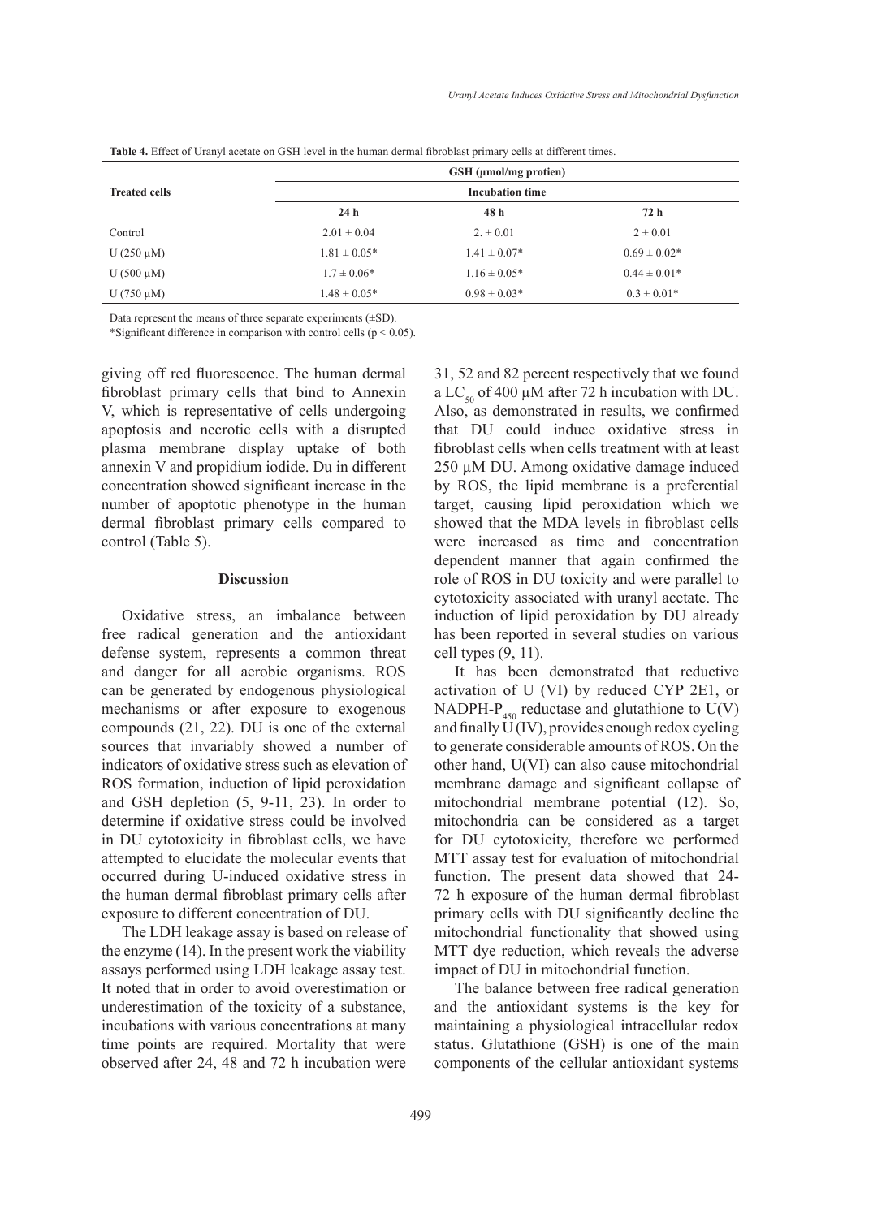**Table 4.** Effect of Uranyl acetate on GSH level in the human dermal fibroblast primary cells at different times.

| Treated cells | GSH (μmol/mg protien) | | |
|---|---|---|---|
| | Incubation time | | |
| | 24 h | 48 h | 72 h |
| Control | 2.01 ± 0.04 | 2. ± 0.01 | 2 ± 0.01 |
| U (250 μM) | 1.81 ± 0.05* | 1.41 ± 0.07* | 0.69 ± 0.02* |
| U (500 μM) | 1.7 ± 0.06* | 1.16 ± 0.05* | 0.44 ± 0.01* |
| U (750 μM) | 1.48 ± 0.05* | 0.98 ± 0.03* | 0.3 ± 0.01* |

Data represent the means of three separate experiments (±SD).

*Significant difference in comparison with control cells ($p < 0.05$).

giving off red fluorescence. The human dermal fibroblast primary cells that bind to Annexin V, which is representative of cells undergoing apoptosis and necrotic cells with a disrupted plasma membrane display uptake of both annexin V and propidium iodide. Du in different concentration showed significant increase in the number of apoptotic phenotype in the human dermal fibroblast primary cells compared to control (Table 5).

## Discussion

Oxidative stress, an imbalance between free radical generation and the antioxidant defense system, represents a common threat and danger for all aerobic organisms. ROS can be generated by endogenous physiological mechanisms or after exposure to exogenous compounds (21, 22). DU is one of the external sources that invariably showed a number of indicators of oxidative stress such as elevation of ROS formation, induction of lipid peroxidation and GSH depletion (5, 9-11, 23). In order to determine if oxidative stress could be involved in DU cytotoxicity in fibroblast cells, we have attempted to elucidate the molecular events that occurred during U-induced oxidative stress in the human dermal fibroblast primary cells after exposure to different concentration of DU.

The LDH leakage assay is based on release of the enzyme (14). In the present work the viability assays performed using LDH leakage assay test. It noted that in order to avoid overestimation or underestimation of the toxicity of a substance, incubations with various concentrations at many time points are required. Mortality that were observed after 24, 48 and 72 h incubation were 31, 52 and 82 percent respectively that we found a $LC_{50}$ of 400 μM after 72 h incubation with DU. Also, as demonstrated in results, we confirmed that DU could induce oxidative stress in fibroblast cells when cells treatment with at least 250 μM DU. Among oxidative damage induced by ROS, the lipid membrane is a preferential target, causing lipid peroxidation which we showed that the MDA levels in fibroblast cells were increased as time and concentration dependent manner that again confirmed the role of ROS in DU toxicity and were parallel to cytotoxicity associated with uranyl acetate. The induction of lipid peroxidation by DU already has been reported in several studies on various cell types (9, 11).

It has been demonstrated that reductive activation of U (VI) by reduced CYP 2E1, or NADPH-$P_{450}$ reductase and glutathione to U(V) and finally U (IV), provides enough redox cycling to generate considerable amounts of ROS. On the other hand, U(VI) can also cause mitochondrial membrane damage and significant collapse of mitochondrial membrane potential (12). So, mitochondria can be considered as a target for DU cytotoxicity, therefore we performed MTT assay test for evaluation of mitochondrial function. The present data showed that 24-72 h exposure of the human dermal fibroblast primary cells with DU significantly decline the mitochondrial functionality that showed using MTT dye reduction, which reveals the adverse impact of DU in mitochondrial function.

The balance between free radical generation and the antioxidant systems is the key for maintaining a physiological intracellular redox status. Glutathione (GSH) is one of the main components of the cellular antioxidant systems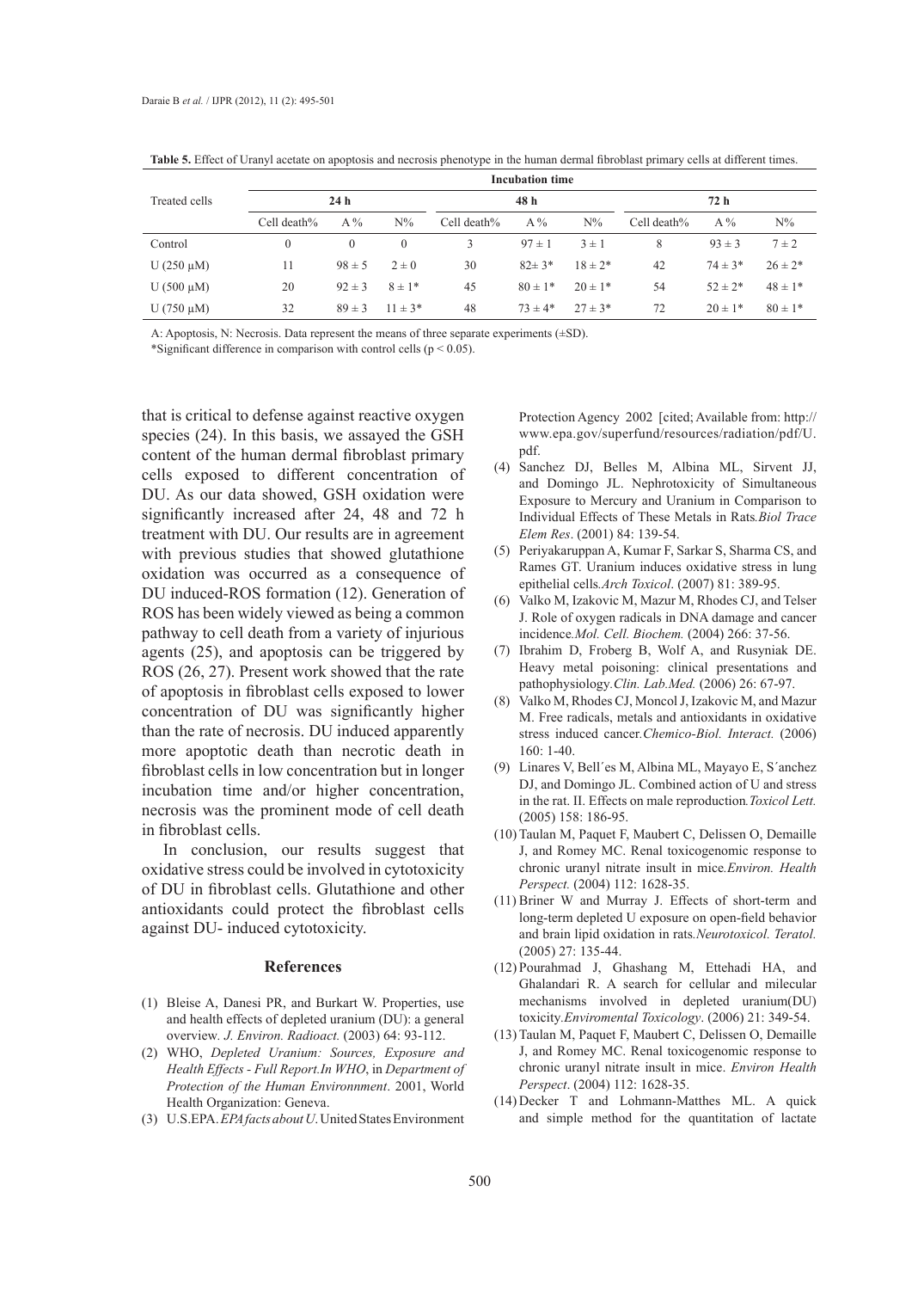**Table 5.** Effect of Uranyl acetate on apoptosis and necrosis phenotype in the human dermal fibroblast primary cells at different times.

| Treated cells | Incubation time | | | | | | | | |
|---|---|---|---|---|---|---|---|---|---|
| | 24 h | | | 48 h | | | 72 h | | |
| | Cell death% | A % | N% | Cell death% | A % | N% | Cell death% | A % | N% |
| Control | 0 | 0 | 0 | 3 | 97 ± 1 | 3 ± 1 | 8 | 93 ± 3 | 7 ± 2 |
| U (250 μM) | 11 | 98 ± 5 | 2 ± 0 | 30 | 82± 3* | 18 ± 2* | 42 | 74 ± 3* | 26 ± 2* |
| U (500 μM) | 20 | 92 ± 3 | 8 ± 1* | 45 | 80 ± 1* | 20 ± 1* | 54 | 52 ± 2* | 48 ± 1* |
| U (750 μM) | 32 | 89 ± 3 | 11 ± 3* | 48 | 73 ± 4* | 27 ± 3* | 72 | 20 ± 1* | 80 ± 1* |

A: Apoptosis, N: Necrosis. Data represent the means of three separate experiments (±SD).

*Significant difference in comparison with control cells ($p < 0.05$).

that is critical to defense against reactive oxygen species (24). In this basis, we assayed the GSH content of the human dermal fibroblast primary cells exposed to different concentration of DU. As our data showed, GSH oxidation were significantly increased after 24, 48 and 72 h treatment with DU. Our results are in agreement with previous studies that showed glutathione oxidation was occurred as a consequence of DU induced-ROS formation (12). Generation of ROS has been widely viewed as being a common pathway to cell death from a variety of injurious agents (25), and apoptosis can be triggered by ROS (26, 27). Present work showed that the rate of apoptosis in fibroblast cells exposed to lower concentration of DU was significantly higher than the rate of necrosis. DU induced apparently more apoptotic death than necrotic death in fibroblast cells in low concentration but in longer incubation time and/or higher concentration, necrosis was the prominent mode of cell death in fibroblast cells.

In conclusion, our results suggest that oxidative stress could be involved in cytotoxicity of DU in fibroblast cells. Glutathione and other antioxidants could protect the fibroblast cells against DU- induced cytotoxicity.

## References

(1) Bleise A, Danesi PR, and Burkart W. Properties, use and health effects of depleted uranium (DU): a general overview. *J. Environ. Radioact.* (2003) 64: 93-112.

(2) WHO, *Depleted Uranium: Sources, Exposure and Health Effects - Full Report.In WHO*, in *Department of Protection of the Human Environnment*. 2001, World Health Organization: Geneva.

(3) U.S.EPA. *EPA facts about U*. United States Environment Protection Agency 2002 [cited; Available from: http://www.epa.gov/superfund/resources/radiation/pdf/U.pdf.

(4) Sanchez DJ, Belles M, Albina ML, Sirvent JJ, and Domingo JL. Nephrotoxicity of Simultaneous Exposure to Mercury and Uranium in Comparison to Individual Effects of These Metals in Rats.*Biol Trace Elem Res*. (2001) 84: 139-54.

(5) Periyakaruppan A, Kumar F, Sarkar S, Sharma CS, and Rames GT. Uranium induces oxidative stress in lung epithelial cells.*Arch Toxicol*. (2007) 81: 389-95.

(6) Valko M, Izakovic M, Mazur M, Rhodes CJ, and Telser J. Role of oxygen radicals in DNA damage and cancer incidence.*Mol. Cell. Biochem.* (2004) 266: 37-56.

(7) Ibrahim D, Froberg B, Wolf A, and Rusyniak DE. Heavy metal poisoning: clinical presentations and pathophysiology.*Clin. Lab.Med.* (2006) 26: 67-97.

(8) Valko M, Rhodes CJ, Moncol J, Izakovic M, and Mazur M. Free radicals, metals and antioxidants in oxidative stress induced cancer.*Chemico-Biol. Interact.* (2006) 160: 1-40.

(9) Linares V, Bell´es M, Albina ML, Mayayo E, S´anchez DJ, and Domingo JL. Combined action of U and stress in the rat. II. Effects on male reproduction.*Toxicol Lett.* (2005) 158: 186-95.

(10) Taulan M, Paquet F, Maubert C, Delissen O, Demaille J, and Romey MC. Renal toxicogenomic response to chronic uranyl nitrate insult in mice.*Environ. Health Perspect.* (2004) 112: 1628-35.

(11) Briner W and Murray J. Effects of short-term and long-term depleted U exposure on open-field behavior and brain lipid oxidation in rats.*Neurotoxicol. Teratol.* (2005) 27: 135-44.

(12) Pourahmad J, Ghashang M, Ettehadi HA, and Ghalandari R. A search for cellular and milecular mechanisms involved in depleted uranium(DU) toxicity.*Enviromental Toxicology*. (2006) 21: 349-54.

(13) Taulan M, Paquet F, Maubert C, Delissen O, Demaille J, and Romey MC. Renal toxicogenomic response to chronic uranyl nitrate insult in mice. *Environ Health Perspect*. (2004) 112: 1628-35.

(14) Decker T and Lohmann-Matthes ML. A quick and simple method for the quantitation of lactate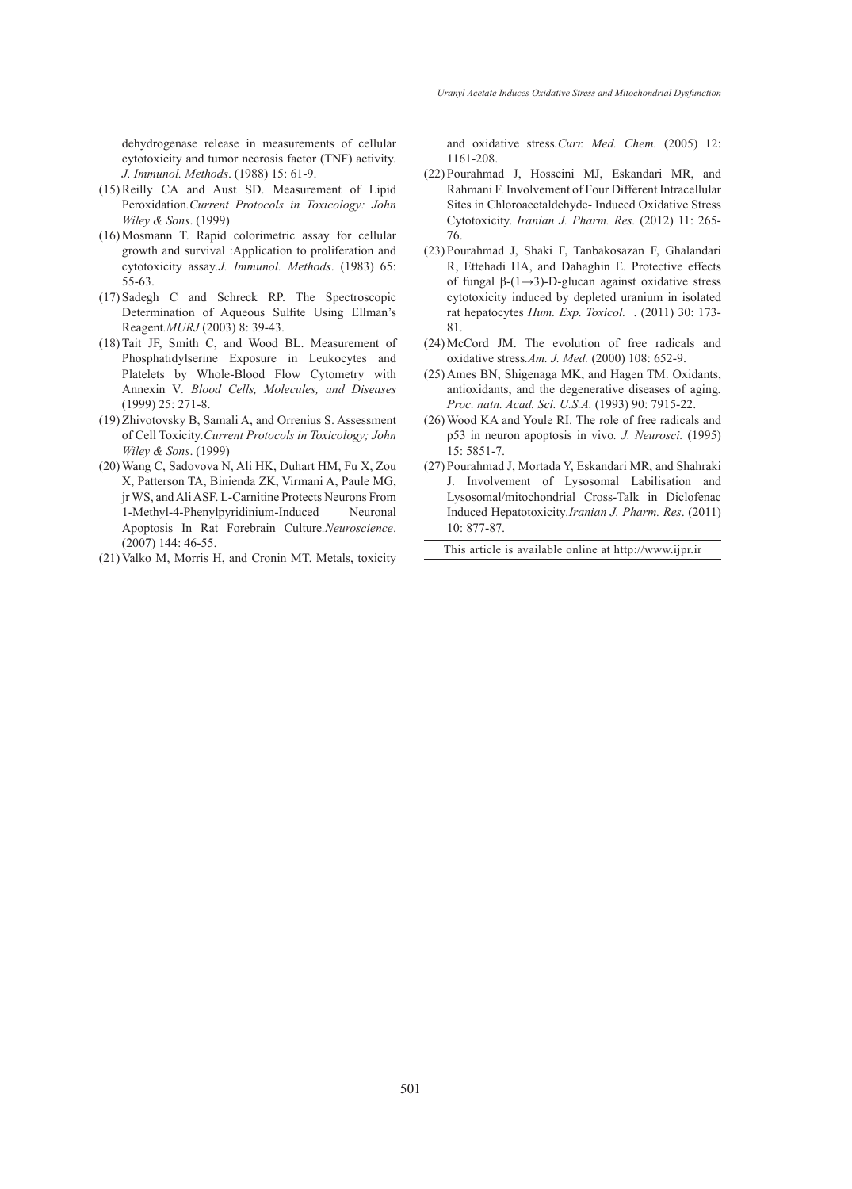dehydrogenase release in measurements of cellular cytotoxicity and tumor necrosis factor (TNF) activity. *J. Immunol. Methods*. (1988) 15: 61-9.

(15) Reilly CA and Aust SD. Measurement of Lipid Peroxidation.*Current Protocols in Toxicology: John Wiley & Sons*. (1999)

(16) Mosmann T. Rapid colorimetric assay for cellular growth and survival :Application to proliferation and cytotoxicity assay.*J. Immunol. Methods*. (1983) 65: 55-63.

(17) Sadegh C and Schreck RP. The Spectroscopic Determination of Aqueous Sulfite Using Ellman's Reagent.*MURJ* (2003) 8: 39-43.

(18) Tait JF, Smith C, and Wood BL. Measurement of Phosphatidylserine Exposure in Leukocytes and Platelets by Whole-Blood Flow Cytometry with Annexin V. *Blood Cells, Molecules, and Diseases* (1999) 25: 271-8.

(19) Zhivotovsky B, Samali A, and Orrenius S. Assessment of Cell Toxicity.*Current Protocols in Toxicology; John Wiley & Sons*. (1999)

(20) Wang C, Sadovova N, Ali HK, Duhart HM, Fu X, Zou X, Patterson TA, Binienda ZK, Virmani A, Paule MG, jr WS, and Ali ASF. L-Carnitine Protects Neurons From 1-Methyl-4-Phenylpyridinium-Induced Neuronal Apoptosis In Rat Forebrain Culture.*Neuroscience*. (2007) 144: 46-55.

(21) Valko M, Morris H, and Cronin MT. Metals, toxicity and oxidative stress.*Curr. Med. Chem.* (2005) 12: 1161-208.

(22) Pourahmad J, Hosseini MJ, Eskandari MR, and Rahmani F. Involvement of Four Different Intracellular Sites in Chloroacetaldehyde- Induced Oxidative Stress Cytotoxicity. *Iranian J. Pharm. Res.* (2012) 11: 265-76.

(23) Pourahmad J, Shaki F, Tanbakosazan F, Ghalandari R, Ettehadi HA, and Dahaghin E. Protective effects of fungal β-(1→3)-D-glucan against oxidative stress cytotoxicity induced by depleted uranium in isolated rat hepatocytes *Hum. Exp. Toxicol.* . (2011) 30: 173-81.

(24) McCord JM. The evolution of free radicals and oxidative stress.*Am. J. Med.* (2000) 108: 652-9.

(25) Ames BN, Shigenaga MK, and Hagen TM. Oxidants, antioxidants, and the degenerative diseases of aging. *Proc. natn. Acad. Sci. U.S.A.* (1993) 90: 7915-22.

(26) Wood KA and Youle RI. The role of free radicals and p53 in neuron apoptosis in vivo. *J. Neurosci.* (1995) 15: 5851-7.

(27) Pourahmad J, Mortada Y, Eskandari MR, and Shahraki J. Involvement of Lysosomal Labilisation and Lysosomal/mitochondrial Cross-Talk in Diclofenac Induced Hepatotoxicity.*Iranian J. Pharm. Res*. (2011) 10: 877-87.

This article is available online at http://www.ijpr.ir